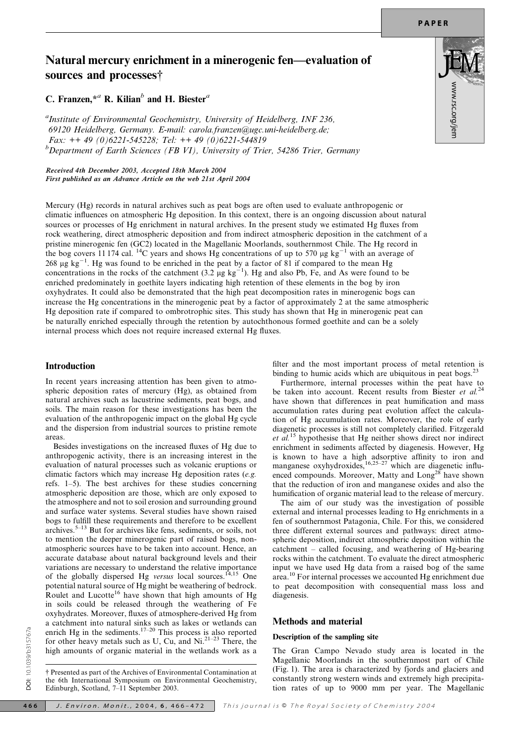# Natural mercury enrichment in a minerogenic fen—evaluation of sources and processes†

C. Franzen,*[a] R. Kilian[b] and H. Biester[a]

[a] Institute of Environmental Geochemistry, University of Heidelberg, INF 236, 69120 Heidelberg, Germany. E-mail: carola.franzen@ugc.uni-heidelberg.de; Fax: ++ 49 (0)6221-545228; Tel: ++ 49 (0)6221-544819

[b] Department of Earth Sciences (FB VI), University of Trier, 54286 Trier, Germany

*Received 4th December 2003, Accepted 18th March 2004*
*First published as an Advance Article on the web 21st April 2004*

Mercury (Hg) records in natural archives such as peat bogs are often used to evaluate anthropogenic or climatic influences on atmospheric Hg deposition. In this context, there is an ongoing discussion about natural sources or processes of Hg enrichment in natural archives. In the present study we estimated Hg fluxes from rock weathering, direct atmospheric deposition and from indirect atmospheric deposition in the catchment of a pristine minerogenic fen (GC2) located in the Magellanic Moorlands, southernmost Chile. The Hg record in the bog covers 11 174 cal. $^{14}C$ years and shows Hg concentrations of up to 570 μg $kg^{-1}$ with an average of 268 μg $kg^{-1}$. Hg was found to be enriched in the peat by a factor of 81 if compared to the mean Hg concentrations in the rocks of the catchment (3.2 μg $kg^{-1}$). Hg and also Pb, Fe, and As were found to be enriched predominately in goethite layers indicating high retention of these elements in the bog by iron oxyhydrates. It could also be demonstrated that the high peat decomposition rates in minerogenic bogs can increase the Hg concentrations in the minerogenic peat by a factor of approximately 2 at the same atmospheric Hg deposition rate if compared to ombrotrophic sites. This study has shown that Hg in minerogenic peat can be naturally enriched especially through the retention by autochthonous formed goethite and can be a solely internal process which does not require increased external Hg fluxes.

## Introduction

In recent years increasing attention has been given to atmospheric deposition rates of mercury (Hg), as obtained from natural archives such as lacustrine sediments, peat bogs, and soils. The main reason for these investigations has been the evaluation of the anthropogenic impact on the global Hg cycle and the dispersion from industrial sources to pristine remote areas.

Besides investigations on the increased fluxes of Hg due to anthropogenic activity, there is an increasing interest in the evaluation of natural processes such as volcanic eruptions or climatic factors which may increase Hg deposition rates (*e.g.* refs. 1–5). The best archives for these studies concerning atmospheric deposition are those, which are only exposed to the atmosphere and not to soil erosion and surrounding ground and surface water systems. Several studies have shown raised bogs to fulfill these requirements and therefore to be excellent archives.[5–13] But for archives like fens, sediments, or soils, not to mention the deeper minerogenic part of raised bogs, non-atmospheric sources have to be taken into account. Hence, an accurate database about natural background levels and their variations are necessary to understand the relative importance of the globally dispersed Hg *versus* local sources.[14,15] One potential natural source of Hg might be weathering of bedrock. Roulet and Lucotte[16] have shown that high amounts of Hg in soils could be released through the weathering of Fe oxyhydrates. Moreover, fluxes of atmosphere-derived Hg from a catchment into natural sinks such as lakes or wetlands can enrich Hg in the sediments.[17–20] This process is also reported for other heavy metals such as U, Cu, and Ni.[21–23] There, the high amounts of organic material in the wetlands work as a filter and the most important process of metal retention is binding to humic acids which are ubiquitous in peat bogs.[23]

Furthermore, internal processes within the peat have to be taken into account. Recent results from Biester *et al.*[24] have shown that differences in peat humification and mass accumulation rates during peat evolution affect the calculation of Hg accumulation rates. Moreover, the role of early diagenetic processes is still not completely clarified. Fitzgerald *et al.*[15] hypothesise that Hg neither shows direct nor indirect enrichment in sediments affected by diagenesis. However, Hg is known to have a high adsorptive affinity to iron and manganese oxyhydroxides,[16,25–27] which are diagenetic influenced compounds. Moreover, Matty and Long[28] have shown that the reduction of iron and manganese oxides and also the humification of organic material lead to the release of mercury.

The aim of our study was the investigation of possible external and internal processes leading to Hg enrichments in a fen of southernmost Patagonia, Chile. For this, we considered three different external sources and pathways: direct atmospheric deposition, indirect atmospheric deposition within the catchment – called focusing, and weathering of Hg-bearing rocks within the catchment. To evaluate the direct atmospheric input we have used Hg data from a raised bog of the same area.[10] For internal processes we accounted Hg enrichment due to peat decomposition with consequential mass loss and diagenesis.

## Methods and material

### Description of the sampling site

The Gran Campo Nevado study area is located in the Magellanic Moorlands in the southernmost part of Chile (Fig. 1). The area is characterized by fjords and glaciers and constantly strong western winds and extremely high precipitation rates of up to 9000 mm per year. The Magellanic

† Presented as part of the Archives of Environmental Contamination at the 6th International Symposium on Environmental Geochemistry, Edinburgh, Scotland, 7–11 September 2003.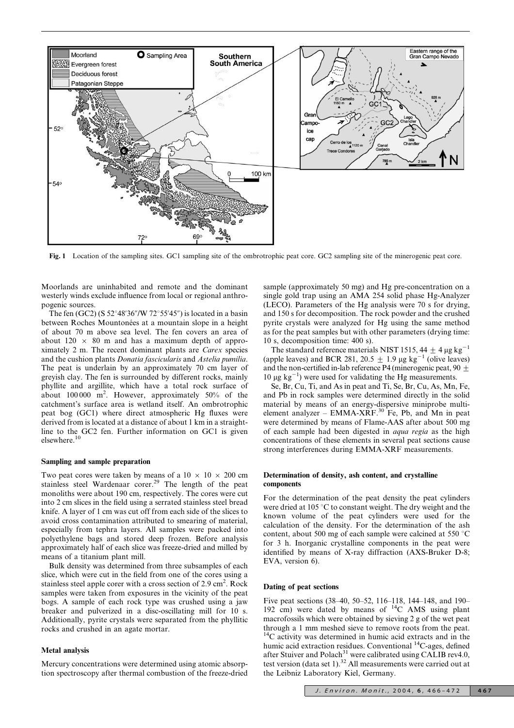Fig. 1 Location of the sampling sites. GC1 sampling site of the ombrotrophic peat core. GC2 sampling site of the minerogenic peat core.

Moorlands are uninhabited and remote and the dominant westerly winds exclude influence from local or regional anthropogenic sources.

The fen (GC2) (S 52°48′36″/W 72°55′45″) is located in a basin between Roches Mountonées at a mountain slope in a height of about 70 m above sea level. The fen covers an area of about 120 × 80 m and has a maximum depth of approximately 2 m. The recent dominant plants are *Carex* species and the cushion plants *Donatia fascicularis* and *Astelia pumilia*. The peat is underlain by an approximately 70 cm layer of greyish clay. The fen is surrounded by different rocks, mainly phyllite and argillite, which have a total rock surface of about 100 000 $m^2$. However, approximately 50% of the catchment's surface area is wetland itself. An ombrotrophic peat bog (GC1) where direct atmospheric Hg fluxes were derived from is located at a distance of about 1 km in a straight-line to the GC2 fen. Further information on GC1 is given elsewhere.[10]

### Sampling and sample preparation

Two peat cores were taken by means of a 10 × 10 × 200 cm stainless steel Wardenaar corer.[29] The length of the peat monoliths were about 190 cm, respectively. The cores were cut into 2 cm slices in the field using a serrated stainless steel bread knife. A layer of 1 cm was cut off from each side of the slices to avoid cross contamination attributed to smearing of material, especially from tephra layers. All samples were packed into polyethylene bags and stored deep frozen. Before analysis approximately half of each slice was freeze-dried and milled by means of a titanium plant mill.

Bulk density was determined from three subsamples of each slice, which were cut in the field from one of the cores using a stainless steel apple corer with a cross section of 2.9 $cm^2$. Rock samples were taken from exposures in the vicinity of the peat bogs. A sample of each rock type was crushed using a jaw breaker and pulverized in a disc-oscillating mill for 10 s. Additionally, pyrite crystals were separated from the phyllitic rocks and crushed in an agate mortar.

### Metal analysis

Mercury concentrations were determined using atomic absorption spectroscopy after thermal combustion of the freeze-dried sample (approximately 50 mg) and Hg pre-concentration on a single gold trap using an AMA 254 solid phase Hg-Analyzer (LECO). Parameters of the Hg analysis were 70 s for drying, and 150 s for decomposition. The rock powder and the crushed pyrite crystals were analyzed for Hg using the same method as for the peat samples but with other parameters (drying time: 10 s, decomposition time: 400 s).

The standard reference materials NIST 1515, 44 ± 4 μg $kg^{-1}$ (apple leaves) and BCR 281, 20.5 ± 1.9 μg $kg^{-1}$ (olive leaves) and the non-certified in-lab reference P4 (minerogenic peat, 90 ± 10 μg $kg^{-1}$) were used for validating the Hg measurements.

Se, Br, Cu, Ti, and As in peat and Ti, Se, Br, Cu, As, Mn, Fe, and Pb in rock samples were determined directly in the solid material by means of an energy-dispersive miniprobe multi-element analyzer – EMMA-XRF.[30] Fe, Pb, and Mn in peat were determined by means of Flame-AAS after about 500 mg of each sample had been digested in *aqua regia* as the high concentrations of these elements in several peat sections cause strong interferences during EMMA-XRF measurements.

### Determination of density, ash content, and crystalline components

For the determination of the peat density the peat cylinders were dried at 105 °C to constant weight. The dry weight and the known volume of the peat cylinders were used for the calculation of the density. For the determination of the ash content, about 500 mg of each sample were calcined at 550 °C for 3 h. Inorganic crystalline components in the peat were identified by means of X-ray diffraction (AXS-Bruker D-8; EVA, version 6).

### Dating of peat sections

Five peat sections (38–40, 50–52, 116–118, 144–148, and 190–192 cm) were dated by means of $^{14}C$ AMS using plant macrofossils which were obtained by sieving 2 g of the wet peat through a 1 mm meshed sieve to remove roots from the peat. $^{14}C$ activity was determined in humic acid extracts and in the humic acid extraction residues. Conventional $^{14}C$-ages, defined after Stuiver and Polach[31] were calibrated using CALIB rev4.0, test version (data set 1).[32] All measurements were carried out at the Leibniz Laboratory Kiel, Germany.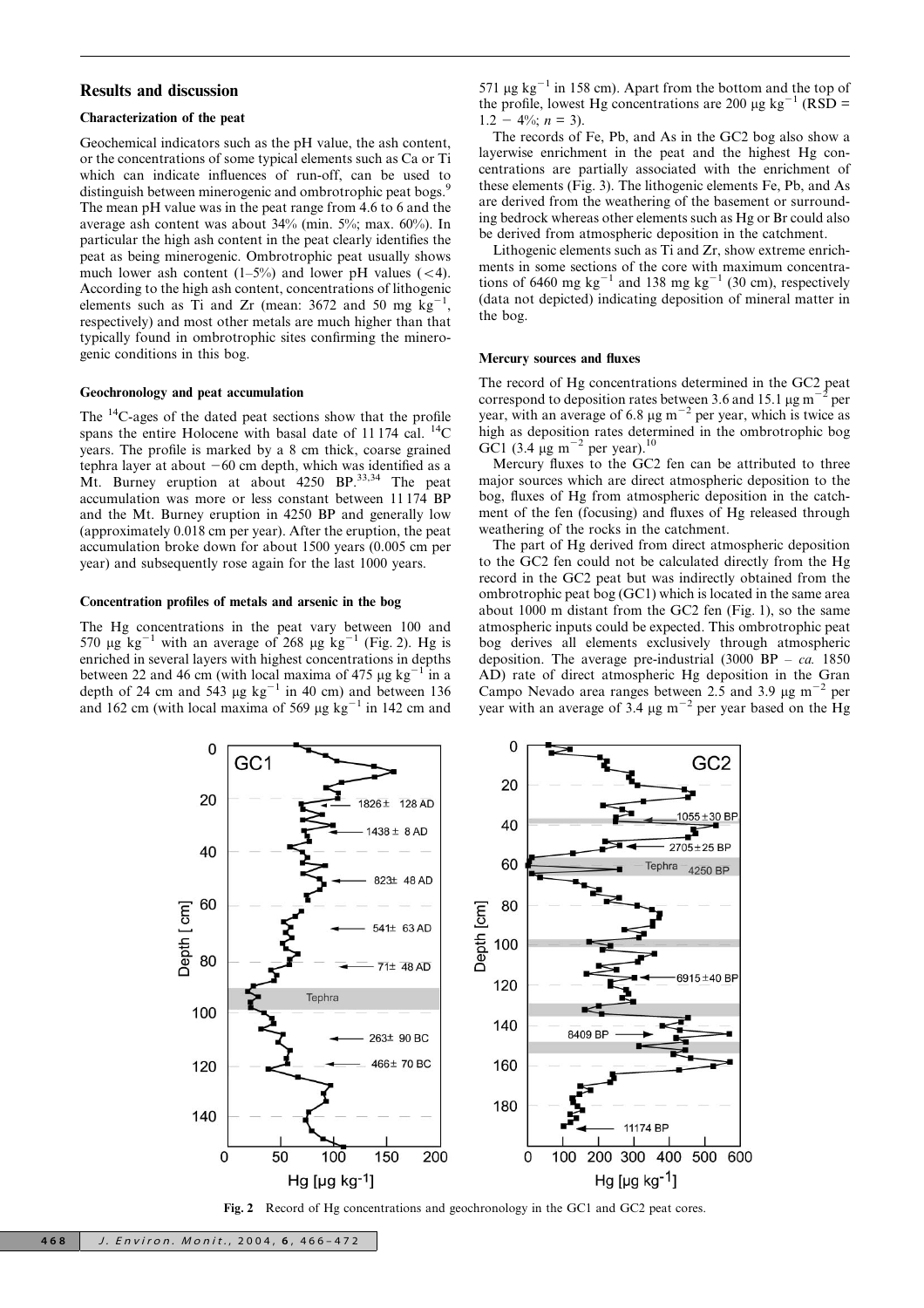## Results and discussion

### Characterization of the peat

Geochemical indicators such as the pH value, the ash content, or the concentrations of some typical elements such as Ca or Ti which can indicate influences of run-off, can be used to distinguish between minerogenic and ombrotrophic peat bogs.[9] The mean pH value was in the peat range from 4.6 to 6 and the average ash content was about 34% (min. 5%; max. 60%). In particular the high ash content in the peat clearly identifies the peat as being minerogenic. Ombrotrophic peat usually shows much lower ash content (1–5%) and lower pH values (<4). According to the high ash content, concentrations of lithogenic elements such as Ti and Zr (mean: 3672 and 50 mg $kg^{-1}$, respectively) and most other metals are much higher than that typically found in ombrotrophic sites confirming the minerogenic conditions in this bog.

### Geochronology and peat accumulation

The $^{14}C$-ages of the dated peat sections show that the profile spans the entire Holocene with basal date of 11 174 cal. $^{14}C$ years. The profile is marked by a 8 cm thick, coarse grained tephra layer at about −60 cm depth, which was identified as a Mt. Burney eruption at about 4250 BP.[33,34] The peat accumulation was more or less constant between 11 174 BP and the Mt. Burney eruption in 4250 BP and generally low (approximately 0.018 cm per year). After the eruption, the peat accumulation broke down for about 1500 years (0.005 cm per year) and subsequently rose again for the last 1000 years.

### Concentration profiles of metals and arsenic in the bog

The Hg concentrations in the peat vary between 100 and 570 μg $kg^{-1}$ with an average of 268 μg $kg^{-1}$ (Fig. 2). Hg is enriched in several layers with highest concentrations in depths between 22 and 46 cm (with local maxima of 475 μg $kg^{-1}$ in a depth of 24 cm and 543 μg $kg^{-1}$ in 40 cm) and between 136 and 162 cm (with local maxima of 569 μg $kg^{-1}$ in 142 cm and 571 μg $kg^{-1}$ in 158 cm). Apart from the bottom and the top of the profile, lowest Hg concentrations are 200 μg $kg^{-1}$ (RSD = 1.2 − 4%; $n = 3$).

The records of Fe, Pb, and As in the GC2 bog also show a layerwise enrichment in the peat and the highest Hg concentrations are partially associated with the enrichment of these elements (Fig. 3). The lithogenic elements Fe, Pb, and As are derived from the weathering of the basement or surrounding bedrock whereas other elements such as Hg or Br could also be derived from atmospheric deposition in the catchment.

Lithogenic elements such as Ti and Zr, show extreme enrichments in some sections of the core with maximum concentrations of 6460 mg $kg^{-1}$ and 138 mg $kg^{-1}$ (30 cm), respectively (data not depicted) indicating deposition of mineral matter in the bog.

### Mercury sources and fluxes

The record of Hg concentrations determined in the GC2 peat correspond to deposition rates between 3.6 and 15.1 μg $m^{-2}$ per year, with an average of 6.8 μg $m^{-2}$ per year, which is twice as high as deposition rates determined in the ombrotrophic bog GC1 (3.4 μg $m^{-2}$ per year).[10]

Mercury fluxes to the GC2 fen can be attributed to three major sources which are direct atmospheric deposition to the bog, fluxes of Hg from atmospheric deposition in the catchment of the fen (focusing) and fluxes of Hg released through weathering of the rocks in the catchment.

The part of Hg derived from direct atmospheric deposition to the GC2 fen could not be calculated directly from the Hg record in the GC2 peat but was indirectly obtained from the ombrotrophic peat bog (GC1) which is located in the same area about 1000 m distant from the GC2 fen (Fig. 1), so the same atmospheric inputs could be expected. This ombrotrophic peat bog derives all elements exclusively through atmospheric deposition. The average pre-industrial (3000 BP – *ca.* 1850 AD) rate of direct atmospheric Hg deposition in the Gran Campo Nevado area ranges between 2.5 and 3.9 μg $m^{-2}$ per year with an average of 3.4 μg $m^{-2}$ per year based on the Hg

**Fig. 2** Record of Hg concentrations and geochronology in the GC1 and GC2 peat cores.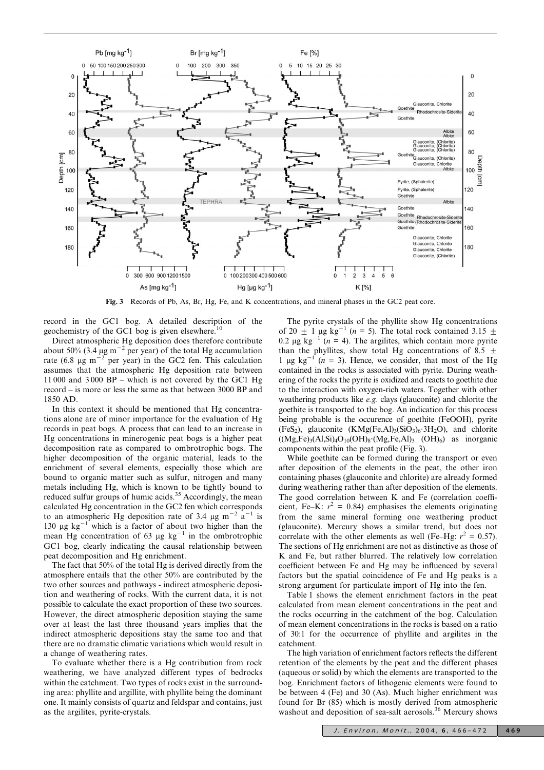Fig. 3 Records of Pb, As, Br, Hg, Fe, and K concentrations, and mineral phases in the GC2 peat core.

record in the GC1 bog. A detailed description of the geochemistry of the GC1 bog is given elsewhere.[10]

Direct atmospheric Hg deposition does therefore contribute about 50% (3.4 μg $m^{-2}$ per year) of the total Hg accumulation rate (6.8 μg $m^{-2}$ per year) in the GC2 fen. This calculation assumes that the atmospheric Hg deposition rate between 11 000 and 3 000 BP – which is not covered by the GC1 Hg record – is more or less the same as that between 3000 BP and 1850 AD.

In this context it should be mentioned that Hg concentrations alone are of minor importance for the evaluation of Hg records in peat bogs. A process that can lead to an increase in Hg concentrations in minerogenic peat bogs is a higher peat decomposition rate as compared to ombrotrophic bogs. The higher decomposition of the organic material, leads to the enrichment of several elements, especially those which are bound to organic matter such as sulfur, nitrogen and many metals including Hg, which is known to be tightly bound to reduced sulfur groups of humic acids.[35] Accordingly, the mean calculated Hg concentration in the GC2 fen which corresponds to an atmospheric Hg deposition rate of 3.4 μg $m^{-2}$ $a^{-1}$ is 130 μg $kg^{-1}$ which is a factor of about two higher than the mean Hg concentration of 63 μg $kg^{-1}$ in the ombrotrophic GC1 bog, clearly indicating the causal relationship between peat decomposition and Hg enrichment.

The fact that 50% of the total Hg is derived directly from the atmosphere entails that the other 50% are contributed by the two other sources and pathways - indirect atmospheric deposition and weathering of rocks. With the current data, it is not possible to calculate the exact proportion of these two sources. However, the direct atmospheric deposition staying the same over at least the last three thousand years implies that the indirect atmospheric depositions stay the same too and that there are no dramatic climatic variations which would result in a change of weathering rates.

To evaluate whether there is a Hg contribution from rock weathering, we have analyzed different types of bedrocks within the catchment. Two types of rocks exist in the surrounding area: phyllite and argillite, with phyllite being the dominant one. It mainly consists of quartz and feldspar and contains, just as the argilites, pyrite-crystals.

The pyrite crystals of the phyllite show Hg concentrations of 20 ± 1 μg $kg^{-1}$ ($n$ = 5). The total rock contained 3.15 ± 0.2 μg $kg^{-1}$ ($n$ = 4). The argilites, which contain more pyrite than the phyllites, show total Hg concentrations of 8.5 ± 1 μg $kg^{-1}$ ($n$ = 3). Hence, we consider, that most of the Hg contained in the rocks is associated with pyrite. During weathering of the rocks the pyrite is oxidized and reacts to goethite due to the interaction with oxygen-rich waters. Together with other weathering products like *e.g.* clays (glauconite) and chlorite the goethite is transported to the bog. An indication for this process being probable is the occurence of goethite (FeOOH), pyrite ($FeS_2$), glauconite ($KMg(Fe,Al)_3(SiO_3)_6 \cdot 3H_2O$), and chlorite ($(Mg,Fe)_3(Al,Si)_4O_{10}(OH)_8 \cdot (Mg,Fe,Al)_3(OH)_6$) as inorganic components within the peat profile (Fig. 3).

While goethite can be formed during the transport or even after deposition of the elements in the peat, the other iron containing phases (glauconite and chlorite) are already formed during weathering rather than after deposition of the elements. The good correlation between K and Fe (correlation coefficient, Fe–K: $r^2$ = 0.84) emphasises the elements originating from the same mineral forming one weathering product (glauconite). Mercury shows a similar trend, but does not correlate with the other elements as well (Fe–Hg: $r^2$ = 0.57). The sections of Hg enrichment are not as distinctive as those of K and Fe, but rather blurred. The relatively low correlation coefficient between Fe and Hg may be influenced by several factors but the spatial coincidence of Fe and Hg peaks is a strong argument for particulate import of Hg into the fen.

Table 1 shows the element enrichment factors in the peat calculated from mean element concentrations in the peat and the rocks occurring in the catchment of the bog. Calculation of mean element concentrations in the rocks is based on a ratio of 30:1 for the occurrence of phyllite and argilites in the catchment.

The high variation of enrichment factors reflects the different retention of the elements by the peat and the different phases (aqueous or solid) by which the elements are transported to the bog. Enrichment factors of lithogenic elements were found to be between 4 (Fe) and 30 (As). Much higher enrichment was found for Br (85) which is mostly derived from atmospheric washout and deposition of sea-salt aerosols.[36] Mercury shows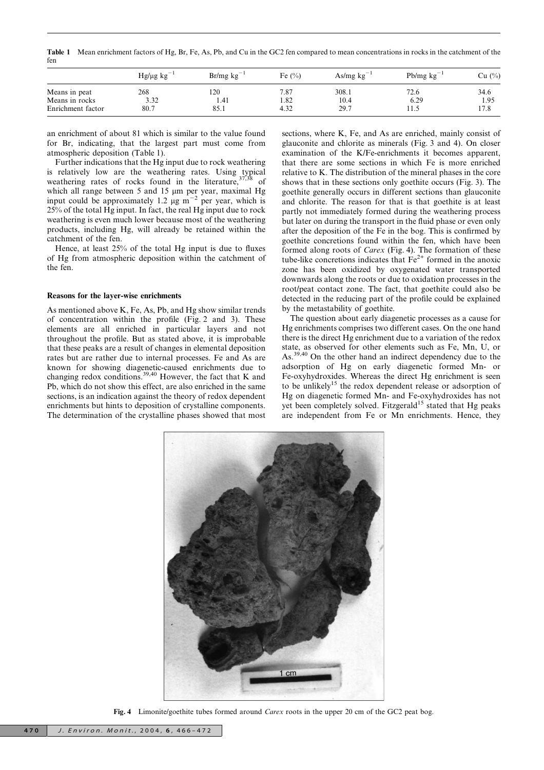**Table 1** Mean enrichment factors of Hg, Br, Fe, As, Pb, and Cu in the GC2 fen compared to mean concentrations in rocks in the catchment of the fen

| | Hg/μg $kg^{-1}$ | Br/mg $kg^{-1}$ | Fe (%) | As/mg $kg^{-1}$ | Pb/mg $kg^{-1}$ | Cu (%) |
|---|---|---|---|---|---|---|
| Means in peat | 268 | 120 | 7.87 | 308.1 | 72.6 | 34.6 |
| Means in rocks | 3.32 | 1.41 | 1.82 | 10.4 | 6.29 | 1.95 |
| Enrichment factor | 80.7 | 85.1 | 4.32 | 29.7 | 11.5 | 17.8 |

an enrichment of about 81 which is similar to the value found for Br, indicating, that the largest part must come from atmospheric deposition (Table 1).

Further indications that the Hg input due to rock weathering is relatively low are the weathering rates. Using typical weathering rates of rocks found in the literature,[37,38] of which all range between 5 and 15 μm per year, maximal Hg input could be approximately 1.2 μg $m^{-2}$ per year, which is 25% of the total Hg input. In fact, the real Hg input due to rock weathering is even much lower because most of the weathering products, including Hg, will already be retained within the catchment of the fen.

Hence, at least 25% of the total Hg input is due to fluxes of Hg from atmospheric deposition within the catchment of the fen.

### Reasons for the layer-wise enrichments

As mentioned above K, Fe, As, Pb, and Hg show similar trends of concentration within the profile (Fig. 2 and 3). These elements are all enriched in particular layers and not throughout the profile. But as stated above, it is improbable that these peaks are a result of changes in elemental deposition rates but are rather due to internal processes. Fe and As are known for showing diagenetic-caused enrichments due to changing redox conditions.[39,40] However, the fact that K and Pb, which do not show this effect, are also enriched in the same sections, is an indication against the theory of redox dependent enrichments but hints to deposition of crystalline components. The determination of the crystalline phases showed that most sections, where K, Fe, and As are enriched, mainly consist of glauconite and chlorite as minerals (Fig. 3 and 4). On closer examination of the K/Fe-enrichments it becomes apparent, that there are some sections in which Fe is more enriched relative to K. The distribution of the mineral phases in the core shows that in these sections only goethite occurs (Fig. 3). The goethite generally occurs in different sections than glauconite and chlorite. The reason for that is that goethite is at least partly not immediately formed during the weathering process but later on during the transport in the fluid phase or even only after the deposition of the Fe in the bog. This is confirmed by goethite concretions found within the fen, which have been formed along roots of *Carex* (Fig. 4). The formation of these tube-like concretions indicates that $Fe^{2+}$ formed in the anoxic zone has been oxidized by oxygenated water transported downwards along the roots or due to oxidation processes in the root/peat contact zone. The fact, that goethite could also be detected in the reducing part of the profile could be explained by the metastability of goethite.

The question about early diagenetic processes as a cause for Hg enrichments comprises two different cases. On the one hand there is the direct Hg enrichment due to a variation of the redox state, as observed for other elements such as Fe, Mn, U, or As.[39,40] On the other hand an indirect dependency due to the adsorption of Hg on early diagenetic formed Mn- or Fe-oxyhydroxides. Whereas the direct Hg enrichment is seen to be unlikely[15] the redox dependent release or adsorption of Hg on diagenetic formed Mn- and Fe-oxyhydroxides has not yet been completely solved. Fitzgerald[15] stated that Hg peaks are independent from Fe or Mn enrichments. Hence, they

**Fig. 4** Limonite/goethite tubes formed around *Carex* roots in the upper 20 cm of the GC2 peat bog.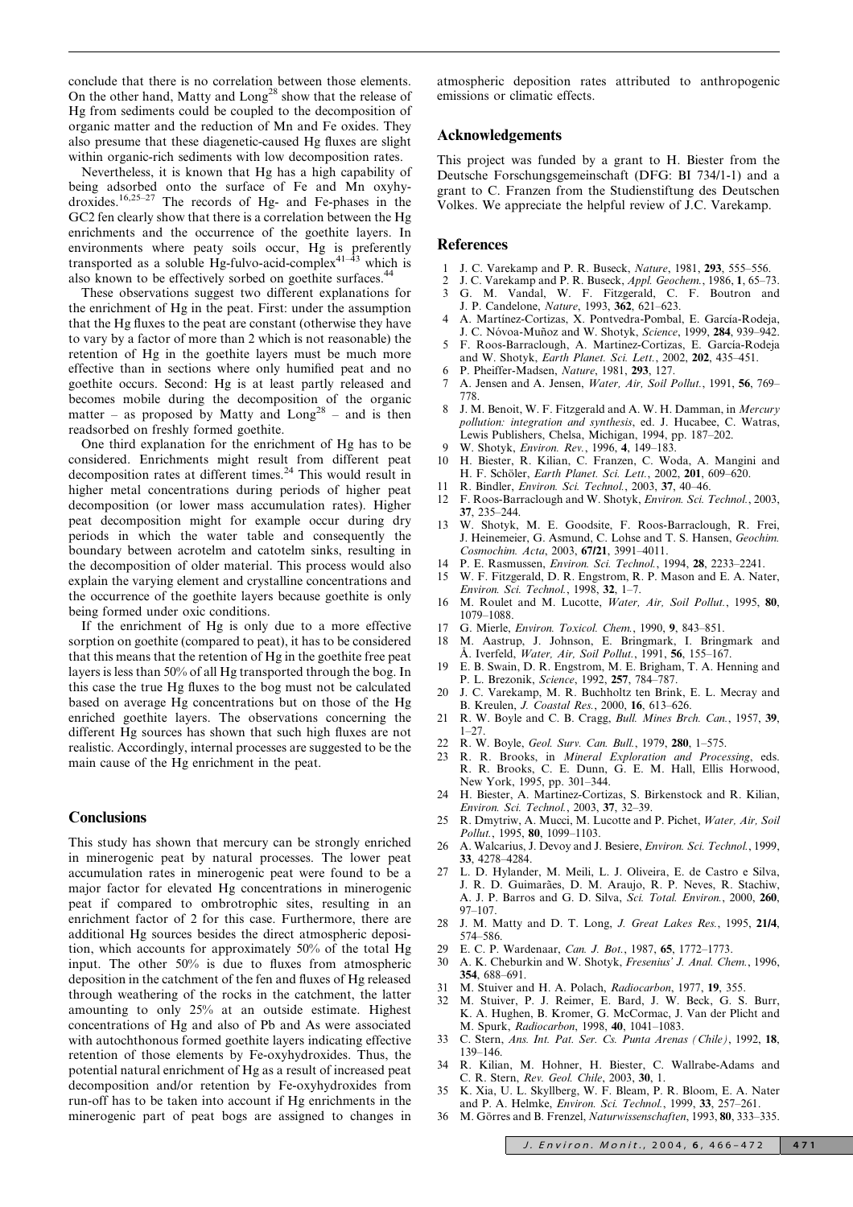conclude that there is no correlation between those elements. On the other hand, Matty and Long[28] show that the release of Hg from sediments could be coupled to the decomposition of organic matter and the reduction of Mn and Fe oxides. They also presume that these diagenetic-caused Hg fluxes are slight within organic-rich sediments with low decomposition rates.

Nevertheless, it is known that Hg has a high capability of being adsorbed onto the surface of Fe and Mn oxyhydroxides.[16,25–27] The records of Hg- and Fe-phases in the GC2 fen clearly show that there is a correlation between the Hg enrichments and the occurrence of the goethite layers. In environments where peaty soils occur, Hg is preferently transported as a soluble Hg-fulvo-acid-complex[41–43] which is also known to be effectively sorbed on goethite surfaces.[44]

These observations suggest two different explanations for the enrichment of Hg in the peat. First: under the assumption that the Hg fluxes to the peat are constant (otherwise they have to vary by a factor of more than 2 which is not reasonable) the retention of Hg in the goethite layers must be much more effective than in sections where only humified peat and no goethite occurs. Second: Hg is at least partly released and becomes mobile during the decomposition of the organic matter – as proposed by Matty and Long[28] – and is then readsorbed on freshly formed goethite.

One third explanation for the enrichment of Hg has to be considered. Enrichments might result from different peat decomposition rates at different times.[24] This would result in higher metal concentrations during periods of higher peat decomposition (or lower mass accumulation rates). Higher peat decomposition might for example occur during dry periods in which the water table and consequently the boundary between acrotelm and catotelm sinks, resulting in the decomposition of older material. This process would also explain the varying element and crystalline concentrations and the occurrence of the goethite layers because goethite is only being formed under oxic conditions.

If the enrichment of Hg is only due to a more effective sorption on goethite (compared to peat), it has to be considered that this means that the retention of Hg in the goethite free peat layers is less than 50% of all Hg transported through the bog. In this case the true Hg fluxes to the bog must not be calculated based on average Hg concentrations but on those of the Hg enriched goethite layers. The observations concerning the different Hg sources has shown that such high fluxes are not realistic. Accordingly, internal processes are suggested to be the main cause of the Hg enrichment in the peat.

## Conclusions

This study has shown that mercury can be strongly enriched in minerogenic peat by natural processes. The lower peat accumulation rates in minerogenic peat were found to be a major factor for elevated Hg concentrations in minerogenic peat if compared to ombrotrophic sites, resulting in an enrichment factor of 2 for this case. Furthermore, there are additional Hg sources besides the direct atmospheric deposition, which accounts for approximately 50% of the total Hg input. The other 50% is due to fluxes from atmospheric deposition in the catchment of the fen and fluxes of Hg released through weathering of the rocks in the catchment, the latter amounting to only 25% at an outside estimate. Highest concentrations of Hg and also of Pb and As were associated with autochthonous formed goethite layers indicating effective retention of those elements by Fe-oxyhydroxides. Thus, the potential natural enrichment of Hg as a result of increased peat decomposition and/or retention by Fe-oxyhydroxides from run-off has to be taken into account if Hg enrichments in the minerogenic part of peat bogs are assigned to changes in atmospheric deposition rates attributed to anthropogenic emissions or climatic effects.

## Acknowledgements

This project was funded by a grant to H. Biester from the Deutsche Forschungsgemeinschaft (DFG: BI 734/1-1) and a grant to C. Franzen from the Studienstiftung des Deutschen Volkes. We appreciate the helpful review of J.C. Varekamp.

## References

1. J. C. Varekamp and P. R. Buseck, *Nature*, 1981, **293**, 555–556.
2. J. C. Varekamp and P. R. Buseck, *Appl. Geochem.*, 1986, **1**, 65–73.
3. G. M. Vandal, W. F. Fitzgerald, C. F. Boutron and J. P. Candelone, *Nature*, 1993, **362**, 621–623.
4. A. Martínez-Cortizas, X. Pontvedra-Pombal, E. García-Rodeja, J. C. Nóvoa-Muñoz and W. Shotyk, *Science*, 1999, **284**, 939–942.
5. F. Roos-Barraclough, A. Martinez-Cortizas, E. García-Rodeja and W. Shotyk, *Earth Planet. Sci. Lett.*, 2002, **202**, 435–451.
6. P. Pheiffer-Madsen, *Nature*, 1981, **293**, 127.
7. A. Jensen and A. Jensen, *Water, Air, Soil Pollut.*, 1991, **56**, 769–778.
8. J. M. Benoit, W. F. Fitzgerald and A. W. H. Damman, in *Mercury pollution: integration and synthesis*, ed. J. Hucabee, C. Watras, Lewis Publishers, Chelsa, Michigan, 1994, pp. 187–202.
9. W. Shotyk, *Environ. Rev.*, 1996, **4**, 149–183.
10. H. Biester, R. Kilian, C. Franzen, C. Woda, A. Mangini and H. F. Schöler, *Earth Planet. Sci. Lett.*, 2002, **201**, 609–620.
11. R. Bindler, *Environ. Sci. Technol.*, 2003, **37**, 40–46.
12. F. Roos-Barraclough and W. Shotyk, *Environ. Sci. Technol.*, 2003, **37**, 235–244.
13. W. Shotyk, M. E. Goodsite, F. Roos-Barraclough, R. Frei, J. Heinemeier, G. Asmund, C. Lohse and T. S. Hansen, *Geochim. Cosmochim. Acta*, 2003, **67/21**, 3991–4011.
14. P. E. Rasmussen, *Environ. Sci. Technol.*, 1994, **28**, 2233–2241.
15. W. F. Fitzgerald, D. R. Engstrom, R. P. Mason and E. A. Nater, *Environ. Sci. Technol.*, 1998, **32**, 1–7.
16. M. Roulet and M. Lucotte, *Water, Air, Soil Pollut.*, 1995, **80**, 1079–1088.
17. G. Mierle, *Environ. Toxicol. Chem.*, 1990, **9**, 843–851.
18. M. Aastrup, J. Johnson, E. Bringmark, I. Bringmark and Å. Iverfeld, *Water, Air, Soil Pollut.*, 1991, **56**, 155–167.
19. E. B. Swain, D. R. Engstrom, M. E. Brigham, T. A. Henning and P. L. Brezonik, *Science*, 1992, **257**, 784–787.
20. J. C. Varekamp, M. R. Buchholtz ten Brink, E. L. Mecray and B. Kreulen, *J. Coastal Res.*, 2000, **16**, 613–626.
21. R. W. Boyle and C. B. Cragg, *Bull. Mines Brch. Can.*, 1957, **39**, 1–27.
22. R. W. Boyle, *Geol. Surv. Can. Bull.*, 1979, **280**, 1–575.
23. R. R. Brooks, in *Mineral Exploration and Processing*, eds. R. R. Brooks, C. E. Dunn, G. E. M. Hall, Ellis Horwood, New York, 1995, pp. 301–344.
24. H. Biester, A. Martinez-Cortizas, S. Birkenstock and R. Kilian, *Environ. Sci. Technol.*, 2003, **37**, 32–39.
25. R. Dmytriw, A. Mucci, M. Lucotte and P. Pichet, *Water, Air, Soil Pollut.*, 1995, **80**, 1099–1103.
26. A. Walcarius, J. Devoy and J. Besiere, *Environ. Sci. Technol.*, 1999, **33**, 4278–4284.
27. L. D. Hylander, M. Meili, L. J. Oliveira, E. de Castro e Silva, J. R. D. Guimarães, D. M. Araujo, R. P. Neves, R. Stachiw, A. J. P. Barros and G. D. Silva, *Sci. Total. Environ.*, 2000, **260**, 97–107.
28. J. M. Matty and D. T. Long, *J. Great Lakes Res.*, 1995, **21/4**, 574–586.
29. E. C. P. Wardenaar, *Can. J. Bot.*, 1987, **65**, 1772–1773.
30. A. K. Cheburkin and W. Shotyk, *Fresenius' J. Anal. Chem.*, 1996, **354**, 688–691.
31. M. Stuiver and H. A. Polach, *Radiocarbon*, 1977, **19**, 355.
32. M. Stuiver, P. J. Reimer, E. Bard, J. W. Beck, G. S. Burr, K. A. Hughen, B. Kromer, G. McCormac, J. Van der Plicht and M. Spurk, *Radiocarbon*, 1998, **40**, 1041–1083.
33. C. Stern, *Ans. Int. Pat. Ser. Cs. Punta Arenas (Chile)*, 1992, **18**, 139–146.
34. R. Kilian, M. Hohner, H. Biester, C. Wallrabe-Adams and C. R. Stern, *Rev. Geol. Chile*, 2003, **30**, 1.
35. K. Xia, U. L. Skyllberg, W. F. Bleam, P. R. Bloom, E. A. Nater and P. A. Helmke, *Environ. Sci. Technol.*, 1999, **33**, 257–261.
36. M. Görres and B. Frenzel, *Naturwissenschaften*, 1993, **80**, 333–335.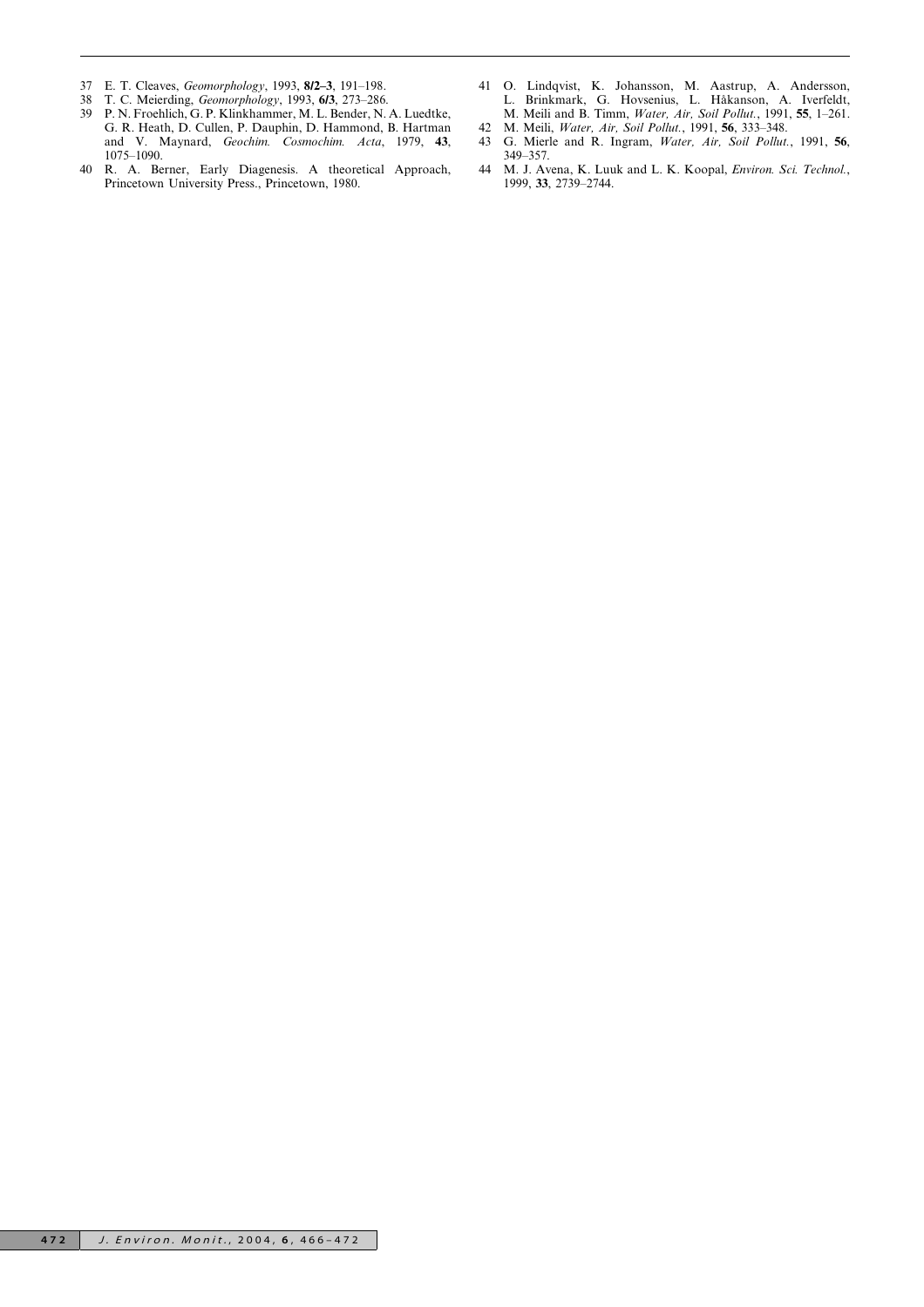37 E. T. Cleaves, *Geomorphology*, 1993, **8/2–3**, 191–198.
38 T. C. Meierding, *Geomorphology*, 1993, **6/3**, 273–286.
39 P. N. Froehlich, G. P. Klinkhammer, M. L. Bender, N. A. Luedtke, G. R. Heath, D. Cullen, P. Dauphin, D. Hammond, B. Hartman and V. Maynard, *Geochim. Cosmochim. Acta*, 1979, **43**, 1075–1090.
40 R. A. Berner, Early Diagenesis. A theoretical Approach, Princetown University Press., Princetown, 1980.
41 O. Lindqvist, K. Johansson, M. Aastrup, A. Andersson, L. Brinkmark, G. Hovsenius, L. Håkanson, A. Iverfeldt, M. Meili and B. Timm, *Water, Air, Soil Pollut.*, 1991, **55**, 1–261.
42 M. Meili, *Water, Air, Soil Pollut.*, 1991, **56**, 333–348.
43 G. Mierle and R. Ingram, *Water, Air, Soil Pollut.*, 1991, **56**, 349–357.
44 M. J. Avena, K. Luuk and L. K. Koopal, *Environ. Sci. Technol.*, 1999, **33**, 2739–2744.